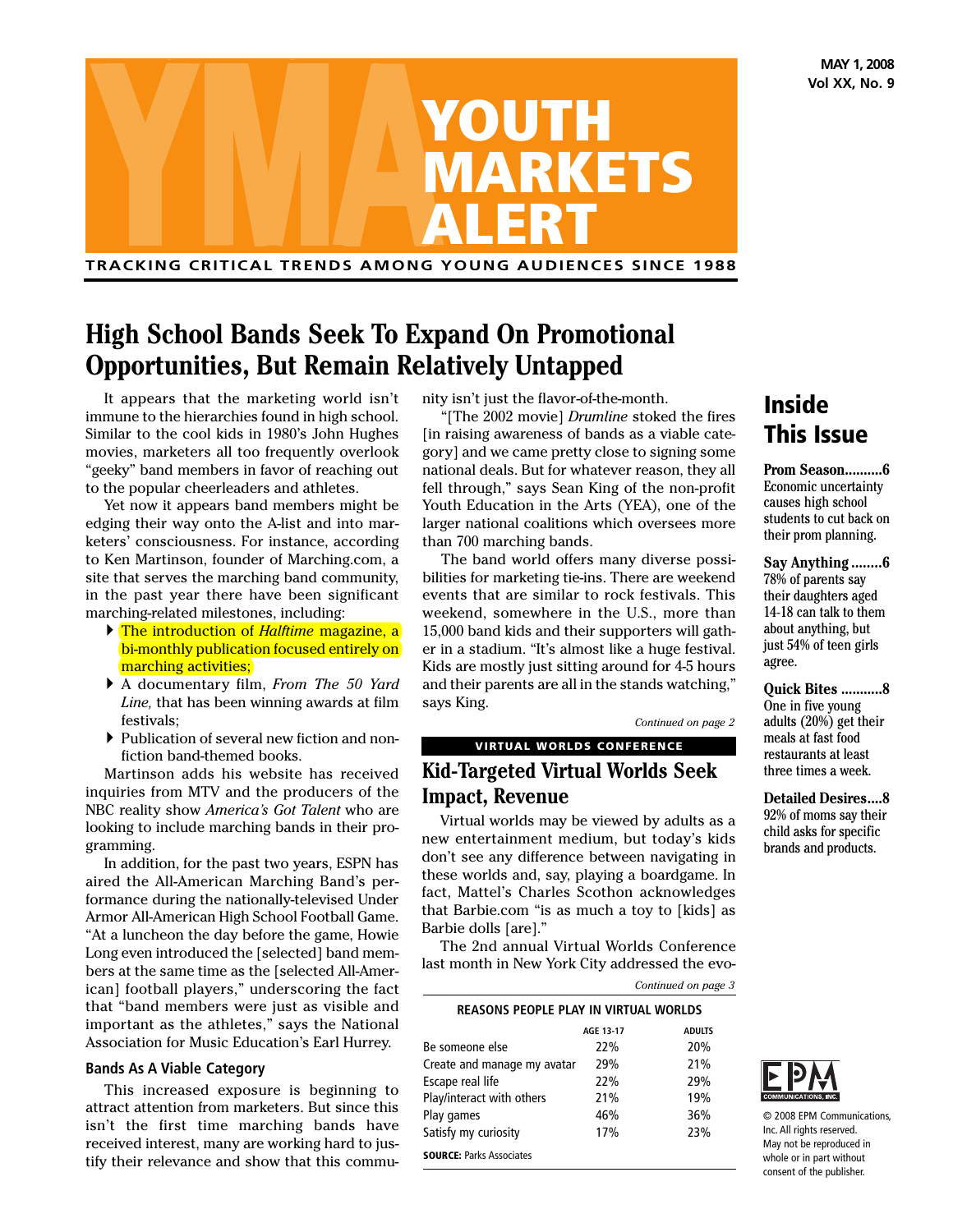# YOUTH MARKETS ALERT

TRACKING CRITICAL TRENDS AMONG YOUNG AUDIENCES SINCE 1988

MAY 1, 2008
Vol XX, No. 9

## High School Bands Seek To Expand On Promotional Opportunities, But Remain Relatively Untapped

It appears that the marketing world isn't immune to the hierarchies found in high school. Similar to the cool kids in 1980's John Hughes movies, marketers all too frequently overlook "geeky" band members in favor of reaching out to the popular cheerleaders and athletes.

Yet now it appears band members might be edging their way onto the A-list and into marketers' consciousness. For instance, according to Ken Martinson, founder of Marching.com, a site that serves the marching band community, in the past year there have been significant marching-related milestones, including:

- The introduction of *Halftime* magazine, a bi-monthly publication focused entirely on marching activities;
- A documentary film, *From The 50 Yard Line,* that has been winning awards at film festivals;
- Publication of several new fiction and non-fiction band-themed books.

Martinson adds his website has received inquiries from MTV and the producers of the NBC reality show *America's Got Talent* who are looking to include marching bands in their programming.

In addition, for the past two years, ESPN has aired the All-American Marching Band's performance during the nationally-televised Under Armor All-American High School Football Game. "At a luncheon the day before the game, Howie Long even introduced the [selected] band members at the same time as the [selected All-American] football players," underscoring the fact that "band members were just as visible and important as the athletes," says the National Association for Music Education's Earl Hurrey.

### Bands As A Viable Category

This increased exposure is beginning to attract attention from marketers. But since this isn't the first time marching bands have received interest, many are working hard to justify their relevance and show that this community isn't just the flavor-of-the-month.

"[The 2002 movie] *Drumline* stoked the fires [in raising awareness of bands as a viable category] and we came pretty close to signing some national deals. But for whatever reason, they all fell through," says Sean King of the non-profit Youth Education in the Arts (YEA), one of the larger national coalitions which oversees more than 700 marching bands.

The band world offers many diverse possibilities for marketing tie-ins. There are weekend events that are similar to rock festivals. This weekend, somewhere in the U.S., more than 15,000 band kids and their supporters will gather in a stadium. "It's almost like a huge festival. Kids are mostly just sitting around for 4-5 hours and their parents are all in the stands watching," says King.

*Continued on page 2*

**VIRTUAL WORLDS CONFERENCE**

## Kid-Targeted Virtual Worlds Seek Impact, Revenue

Virtual worlds may be viewed by adults as a new entertainment medium, but today's kids don't see any difference between navigating in these worlds and, say, playing a boardgame. In fact, Mattel's Charles Scothon acknowledges that Barbie.com "is as much a toy to [kids] as Barbie dolls [are]."

The 2nd annual Virtual Worlds Conference last month in New York City addressed the evo-

*Continued on page 3*

**REASONS PEOPLE PLAY IN VIRTUAL WORLDS**

| | AGE 13-17 | ADULTS |
|---|---|---|
| Be someone else | 22% | 20% |
| Create and manage my avatar | 29% | 21% |
| Escape real life | 22% | 29% |
| Play/interact with others | 21% | 19% |
| Play games | 46% | 36% |
| Satisfy my curiosity | 17% | 23% |

**SOURCE:** Parks Associates

## Inside This Issue

**Prom Season..........6**
Economic uncertainty causes high school students to cut back on their prom planning.

**Say Anything........6**
78% of parents say their daughters aged 14-18 can talk to them about anything, but just 54% of teen girls agree.

**Quick Bites ...........8**
One in five young adults (20%) get their meals at fast food restaurants at least three times a week.

**Detailed Desires....8**
92% of moms say their child asks for specific brands and products.

EPM COMMUNICATIONS, INC.

© 2008 EPM Communications, Inc. All rights reserved. May not be reproduced in whole or in part without consent of the publisher.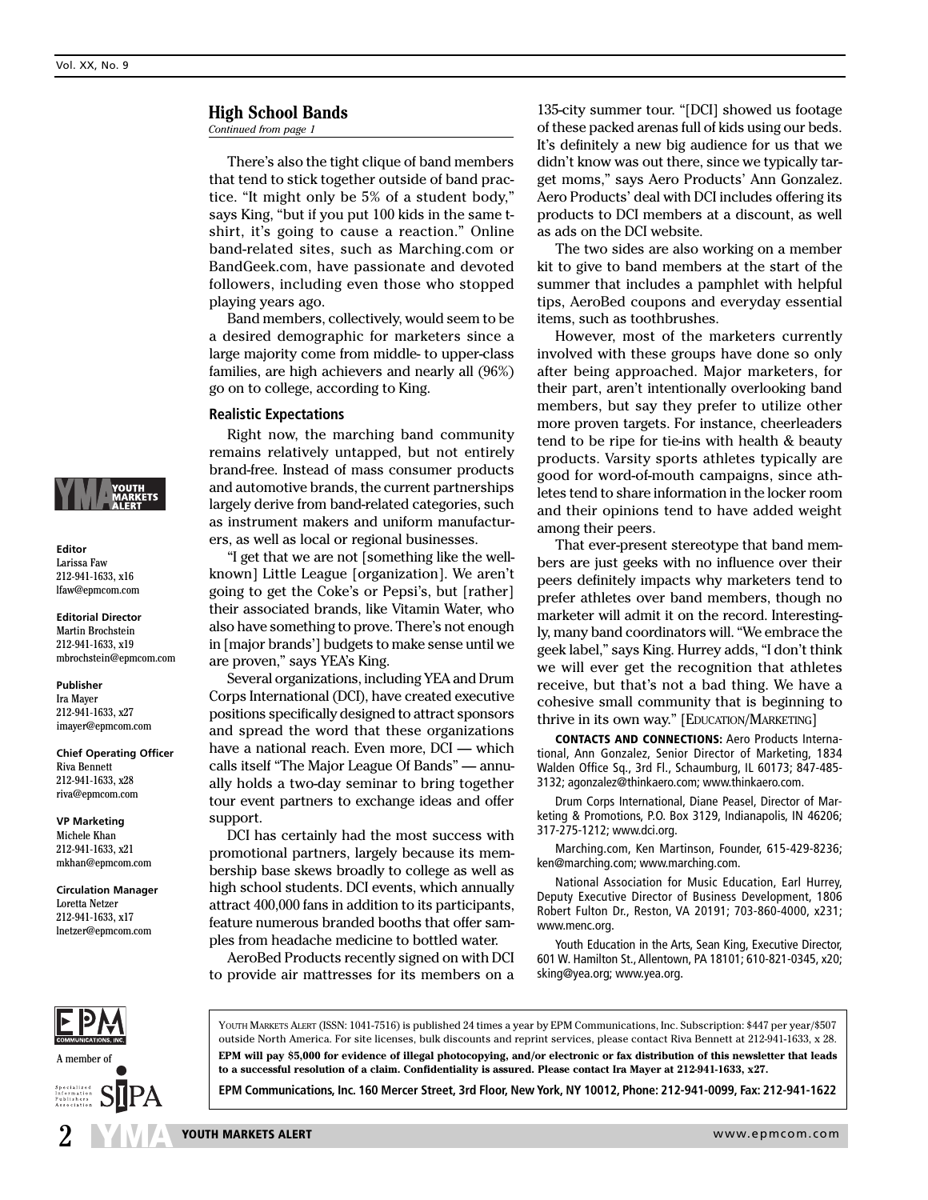## High School Bands

*Continued from page 1*

There's also the tight clique of band members that tend to stick together outside of band practice. "It might only be 5% of a student body," says King, "but if you put 100 kids in the same t-shirt, it's going to cause a reaction." Online band-related sites, such as Marching.com or BandGeek.com, have passionate and devoted followers, including even those who stopped playing years ago.

Band members, collectively, would seem to be a desired demographic for marketers since a large majority come from middle- to upper-class families, are high achievers and nearly all (96%) go on to college, according to King.

### Realistic Expectations

Right now, the marching band community remains relatively untapped, but not entirely brand-free. Instead of mass consumer products and automotive brands, the current partnerships largely derive from band-related categories, such as instrument makers and uniform manufacturers, as well as local or regional businesses.

"I get that we are not [something like the well-known] Little League [organization]. We aren't going to get the Coke's or Pepsi's, but [rather] their associated brands, like Vitamin Water, who also have something to prove. There's not enough in [major brands'] budgets to make sense until we are proven," says YEA's King.

Several organizations, including YEA and Drum Corps International (DCI), have created executive positions specifically designed to attract sponsors and spread the word that these organizations have a national reach. Even more, DCI — which calls itself "The Major League Of Bands" — annually holds a two-day seminar to bring together tour event partners to exchange ideas and offer support.

DCI has certainly had the most success with promotional partners, largely because its membership base skews broadly to college as well as high school students. DCI events, which annually attract 400,000 fans in addition to its participants, feature numerous branded booths that offer samples from headache medicine to bottled water.

AeroBed Products recently signed on with DCI to provide air mattresses for its members on a 135-city summer tour. "[DCI] showed us footage of these packed arenas full of kids using our beds. It's definitely a new big audience for us that we didn't know was out there, since we typically target moms," says Aero Products' Ann Gonzalez. Aero Products' deal with DCI includes offering its products to DCI members at a discount, as well as ads on the DCI website.

The two sides are also working on a member kit to give to band members at the start of the summer that includes a pamphlet with helpful tips, AeroBed coupons and everyday essential items, such as toothbrushes.

However, most of the marketers currently involved with these groups have done so only after being approached. Major marketers, for their part, aren't intentionally overlooking band members, but say they prefer to utilize other more proven targets. For instance, cheerleaders tend to be ripe for tie-ins with health & beauty products. Varsity sports athletes typically are good for word-of-mouth campaigns, since athletes tend to share information in the locker room and their opinions tend to have added weight among their peers.

That ever-present stereotype that band members are just geeks with no influence over their peers definitely impacts why marketers tend to prefer athletes over band members, though no marketer will admit it on the record. Interestingly, many band coordinators will. "We embrace the geek label," says King. Hurrey adds, "I don't think we will ever get the recognition that athletes receive, but that's not a bad thing. We have a cohesive small community that is beginning to thrive in its own way." [EDUCATION/MARKETING]

**CONTACTS AND CONNECTIONS:** Aero Products International, Ann Gonzalez, Senior Director of Marketing, 1834 Walden Office Sq., 3rd Fl., Schaumburg, IL 60173; 847-485-3132; agonzalez@thinkaero.com; www.thinkaero.com.

Drum Corps International, Diane Peasel, Director of Marketing & Promotions, P.O. Box 3129, Indianapolis, IN 46206; 317-275-1212; www.dci.org.

Marching.com, Ken Martinson, Founder, 615-429-8236; ken@marching.com; www.marching.com.

National Association for Music Education, Earl Hurrey, Deputy Executive Director of Business Development, 1806 Robert Fulton Dr., Reston, VA 20191; 703-860-4000, x231; www.menc.org.

Youth Education in the Arts, Sean King, Executive Director, 601 W. Hamilton St., Allentown, PA 18101; 610-821-0345, x20; sking@yea.org; www.yea.org.

---

**Editor**
Larissa Faw
212-941-1633, x16
lfaw@epmcom.com

**Editorial Director**
Martin Brochstein
212-941-1633, x19
mbrochstein@epmcom.com

**Publisher**
Ira Mayer
212-941-1633, x27
imayer@epmcom.com

**Chief Operating Officer**
Riva Bennett
212-941-1633, x28
riva@epmcom.com

**VP Marketing**
Michele Khan
212-941-1633, x21
mkhan@epmcom.com

**Circulation Manager**
Loretta Netzer
212-941-1633, x17
lnetzer@epmcom.com

A member of Specialized Information Publishers Association (SIPA)

YOUTH MARKETS ALERT (ISSN: 1041-7516) is published 24 times a year by EPM Communications, Inc. Subscription: $447 per year/$507 outside North America. For site licenses, bulk discounts and reprint services, please contact Riva Bennett at 212-941-1633, x 28.

**EPM will pay $5,000 for evidence of illegal photocopying, and/or electronic or fax distribution of this newsletter that leads to a successful resolution of a claim. Confidentiality is assured. Please contact Ira Mayer at 212-941-1633, x27.**

**EPM Communications, Inc. 160 Mercer Street, 3rd Floor, New York, NY 10012, Phone: 212-941-0099, Fax: 212-941-1622**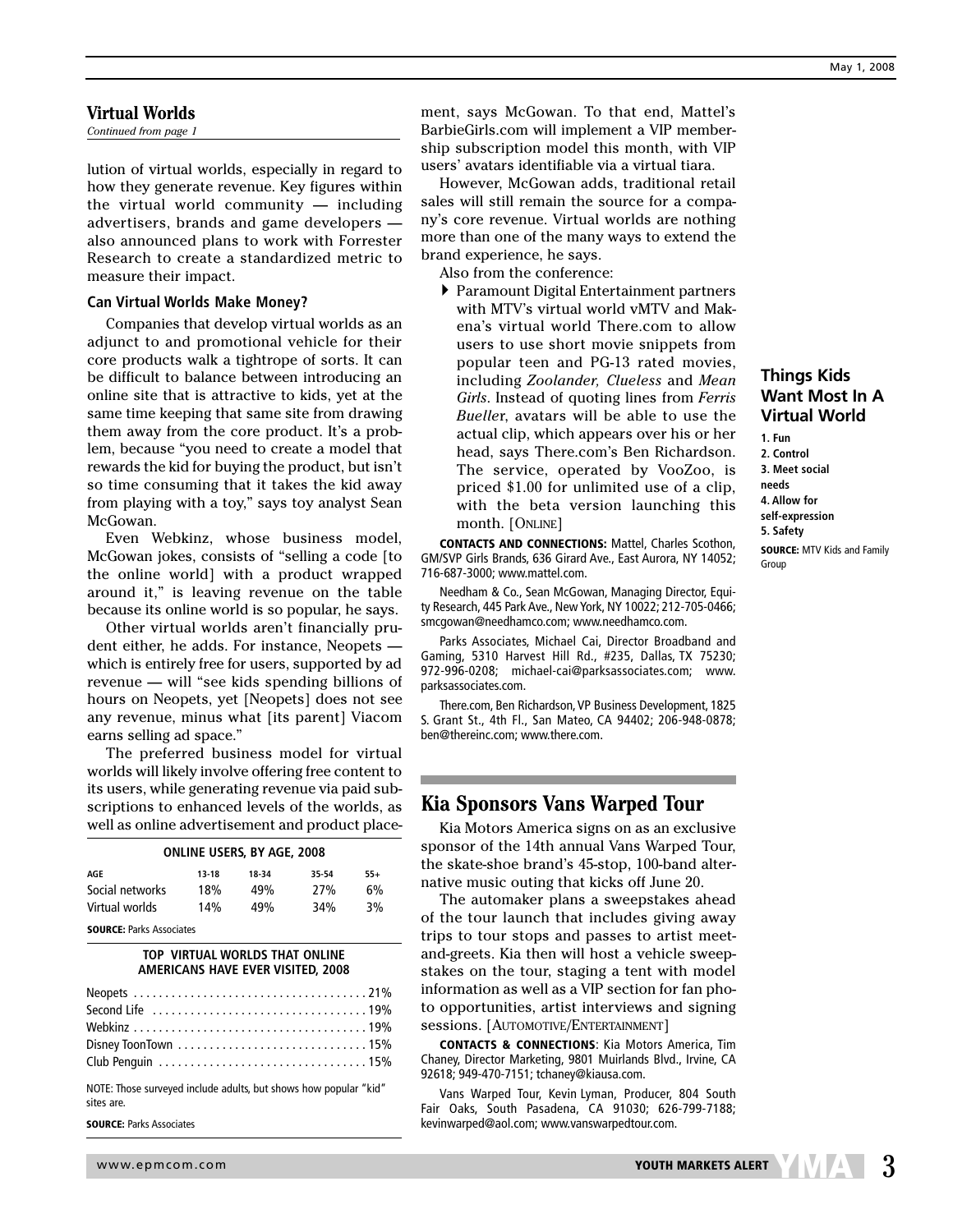## Virtual Worlds

*Continued from page 1*

lution of virtual worlds, especially in regard to how they generate revenue. Key figures within the virtual world community — including advertisers, brands and game developers — also announced plans to work with Forrester Research to create a standardized metric to measure their impact.

### Can Virtual Worlds Make Money?

Companies that develop virtual worlds as an adjunct to and promotional vehicle for their core products walk a tightrope of sorts. It can be difficult to balance between introducing an online site that is attractive to kids, yet at the same time keeping that same site from drawing them away from the core product. It's a problem, because "you need to create a model that rewards the kid for buying the product, but isn't so time consuming that it takes the kid away from playing with a toy," says toy analyst Sean McGowan.

Even Webkinz, whose business model, McGowan jokes, consists of "selling a code [to the online world] with a product wrapped around it," is leaving revenue on the table because its online world is so popular, he says.

Other virtual worlds aren't financially prudent either, he adds. For instance, Neopets — which is entirely free for users, supported by ad revenue — will "see kids spending billions of hours on Neopets, yet [Neopets] does not see any revenue, minus what [its parent] Viacom earns selling ad space."

The preferred business model for virtual worlds will likely involve offering free content to its users, while generating revenue via paid subscriptions to enhanced levels of the worlds, as well as online advertisement and product placement, says McGowan. To that end, Mattel's BarbieGirls.com will implement a VIP membership subscription model this month, with VIP users' avatars identifiable via a virtual tiara.

However, McGowan adds, traditional retail sales will still remain the source for a company's core revenue. Virtual worlds are nothing more than one of the many ways to extend the brand experience, he says.

Also from the conference:

- Paramount Digital Entertainment partners with MTV's virtual world vMTV and Makena's virtual world There.com to allow users to use short movie snippets from popular teen and PG-13 rated movies, including *Zoolander, Clueless* and *Mean Girls*. Instead of quoting lines from *Ferris Bueller*, avatars will be able to use the actual clip, which appears over his or her head, says There.com's Ben Richardson. The service, operated by VooZoo, is priced $1.00 for unlimited use of a clip, with the beta version launching this month. [ONLINE]

**CONTACTS AND CONNECTIONS:** Mattel, Charles Scothon, GM/SVP Girls Brands, 636 Girard Ave., East Aurora, NY 14052; 716-687-3000; www.mattel.com.

Needham & Co., Sean McGowan, Managing Director, Equity Research, 445 Park Ave., New York, NY 10022; 212-705-0466; smcgowan@needhamco.com; www.needhamco.com.

Parks Associates, Michael Cai, Director Broadband and Gaming, 5310 Harvest Hill Rd., #235, Dallas, TX 75230; 972-996-0208; michael-cai@parksassociates.com; www.parksassociates.com.

There.com, Ben Richardson, VP Business Development, 1825 S. Grant St., 4th Fl., San Mateo, CA 94402; 206-948-0878; ben@thereinc.com; www.there.com.

**ONLINE USERS, BY AGE, 2008**

| AGE | 13-18 | 18-34 | 35-54 | 55+ |
|---|---|---|---|---|
| Social networks | 18% | 49% | 27% | 6% |
| Virtual worlds | 14% | 49% | 34% | 3% |

**SOURCE:** Parks Associates

**TOP VIRTUAL WORLDS THAT ONLINE AMERICANS HAVE EVER VISITED, 2008**

| | |
|---|---|
| Neopets | 21% |
| Second Life | 19% |
| Webkinz | 19% |
| Disney ToonTown | 15% |
| Club Penguin | 15% |

NOTE: Those surveyed include adults, but shows how popular "kid" sites are.

**SOURCE:** Parks Associates

### Things Kids Want Most In A Virtual World

1. Fun
2. Control
3. Meet social needs
4. Allow for self-expression
5. Safety

**SOURCE:** MTV Kids and Family Group

## Kia Sponsors Vans Warped Tour

Kia Motors America signs on as an exclusive sponsor of the 14th annual Vans Warped Tour, the skate-shoe brand's 45-stop, 100-band alternative music outing that kicks off June 20.

The automaker plans a sweepstakes ahead of the tour launch that includes giving away trips to tour stops and passes to artist meet-and-greets. Kia then will host a vehicle sweepstakes on the tour, staging a tent with model information as well as a VIP section for fan photo opportunities, artist interviews and signing sessions. [AUTOMOTIVE/ENTERTAINMENT]

**CONTACTS & CONNECTIONS**: Kia Motors America, Tim Chaney, Director Marketing, 9801 Muirlands Blvd., Irvine, CA 92618; 949-470-7151; tchaney@kiausa.com.

Vans Warped Tour, Kevin Lyman, Producer, 804 South Fair Oaks, South Pasadena, CA 91030; 626-799-7188; kevinwarped@aol.com; www.vanswarpedtour.com.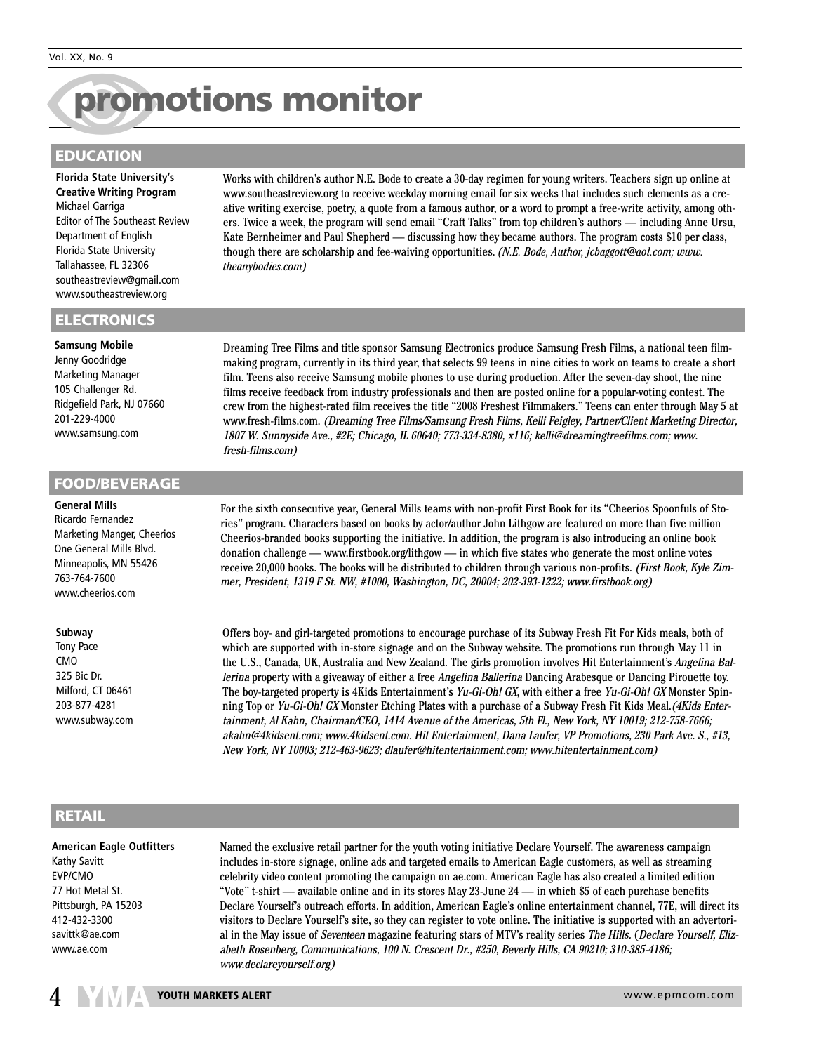# promotions monitor

## EDUCATION

**Florida State University's Creative Writing Program**
Michael Garriga
Editor of The Southeast Review
Department of English
Florida State University
Tallahassee, FL 32306
southeastreview@gmail.com
www.southeastreview.org

Works with children's author N.E. Bode to create a 30-day regimen for young writers. Teachers sign up online at www.southeastreview.org to receive weekday morning email for six weeks that includes such elements as a creative writing exercise, poetry, a quote from a famous author, or a word to prompt a free-write activity, among others. Twice a week, the program will send email "Craft Talks" from top children's authors — including Anne Ursu, Kate Bernheimer and Paul Shepherd — discussing how they became authors. The program costs $10 per class, though there are scholarship and fee-waiving opportunities. *(N.E. Bode, Author, jcbaggott@aol.com; www.theanybodies.com)*

## ELECTRONICS

**Samsung Mobile**
Jenny Goodridge
Marketing Manager
105 Challenger Rd.
Ridgefield Park, NJ 07660
201-229-4000
www.samsung.com

Dreaming Tree Films and title sponsor Samsung Electronics produce Samsung Fresh Films, a national teen filmmaking program, currently in its third year, that selects 99 teens in nine cities to work on teams to create a short film. Teens also receive Samsung mobile phones to use during production. After the seven-day shoot, the nine films receive feedback from industry professionals and then are posted online for a popular-voting contest. The crew from the highest-rated film receives the title "2008 Freshest Filmmakers." Teens can enter through May 5 at www.fresh-films.com. *(Dreaming Tree Films/Samsung Fresh Films, Kelli Feigley, Partner/Client Marketing Director, 1807 W. Sunnyside Ave., #2E; Chicago, IL 60640; 773-334-8380, x116; kelli@dreamingtreefilms.com; www.fresh-films.com)*

## FOOD/BEVERAGE

**General Mills**
Ricardo Fernandez
Marketing Manger, Cheerios
One General Mills Blvd.
Minneapolis, MN 55426
763-764-7600
www.cheerios.com

For the sixth consecutive year, General Mills teams with non-profit First Book for its "Cheerios Spoonfuls of Stories" program. Characters based on books by actor/author John Lithgow are featured on more than five million Cheerios-branded books supporting the initiative. In addition, the program is also introducing an online book donation challenge — www.firstbook.org/lithgow — in which five states who generate the most online votes receive 20,000 books. The books will be distributed to children through various non-profits. *(First Book, Kyle Zimmer, President, 1319 F St. NW, #1000, Washington, DC, 20004; 202-393-1222; www.firstbook.org)*

**Subway**
Tony Pace
CMO
325 Bic Dr.
Milford, CT 06461
203-877-4281
www.subway.com

Offers boy- and girl-targeted promotions to encourage purchase of its Subway Fresh Fit For Kids meals, both of which are supported with in-store signage and on the Subway website. The promotions run through May 11 in the U.S., Canada, UK, Australia and New Zealand. The girls promotion involves Hit Entertainment's *Angelina Ballerina* property with a giveaway of either a free *Angelina Ballerina* Dancing Arabesque or Dancing Pirouette toy. The boy-targeted property is 4Kids Entertainment's *Yu-Gi-Oh! GX*, with either a free *Yu-Gi-Oh! GX* Monster Spinning Top or *Yu-Gi-Oh! GX* Monster Etching Plates with a purchase of a Subway Fresh Fit Kids Meal. *(4Kids Entertainment, Al Kahn, Chairman/CEO, 1414 Avenue of the Americas, 5th Fl., New York, NY 10019; 212-758-7666; akahn@4kidsent.com; www.4kidsent.com. Hit Entertainment, Dana Laufer, VP Promotions, 230 Park Ave. S., #13, New York, NY 10003; 212-463-9623; dlaufer@hitentertainment.com; www.hitentertainment.com)*

## RETAIL

**American Eagle Outfitters**
Kathy Savitt
EVP/CMO
77 Hot Metal St.
Pittsburgh, PA 15203
412-432-3300
savittk@ae.com
www.ae.com

Named the exclusive retail partner for the youth voting initiative Declare Yourself. The awareness campaign includes in-store signage, online ads and targeted emails to American Eagle customers, as well as streaming celebrity video content promoting the campaign on ae.com. American Eagle has also created a limited edition "Vote" t-shirt — available online and in its stores May 23-June 24 — in which $5 of each purchase benefits Declare Yourself's outreach efforts. In addition, American Eagle's online entertainment channel, 77E, will direct its visitors to Declare Yourself's site, so they can register to vote online. The initiative is supported with an advertorial in the May issue of *Seventeen* magazine featuring stars of MTV's reality series *The Hills*. *(Declare Yourself, Elizabeth Rosenberg, Communications, 100 N. Crescent Dr., #250, Beverly Hills, CA 90210; 310-385-4186; www.declareyourself.org)*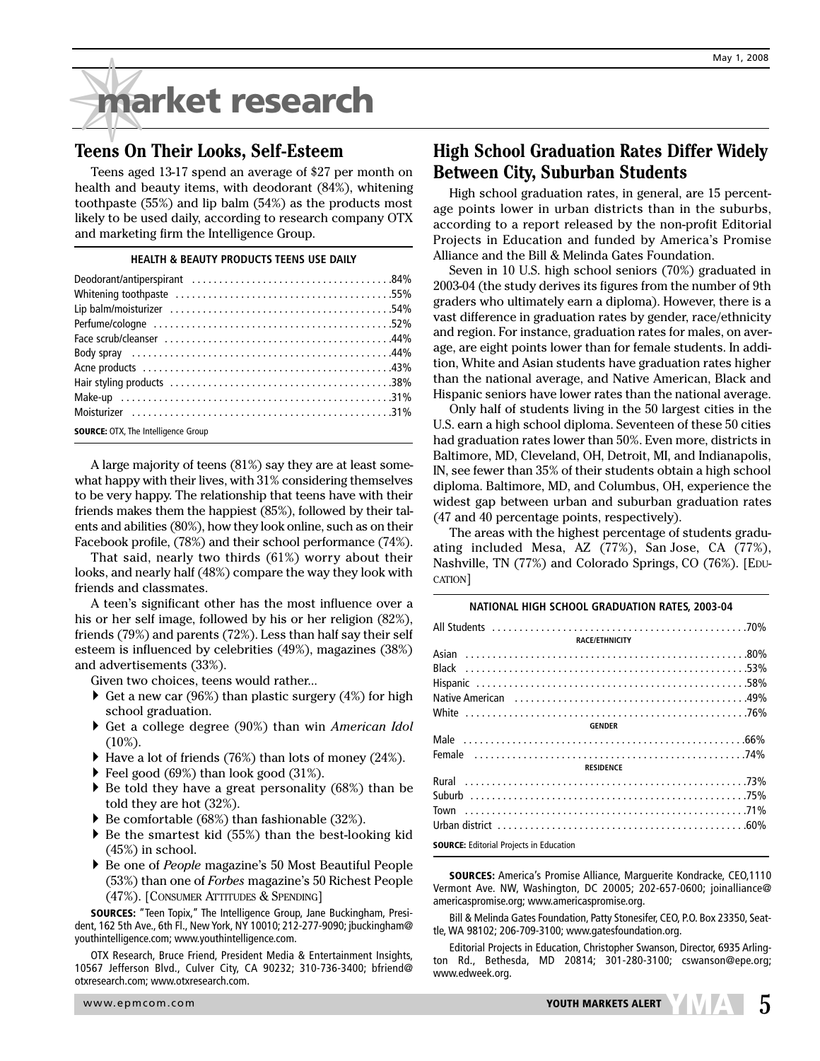# market research

## Teens On Their Looks, Self-Esteem

Teens aged 13-17 spend an average of $27 per month on health and beauty items, with deodorant (84%), whitening toothpaste (55%) and lip balm (54%) as the products most likely to be used daily, according to research company OTX and marketing firm the Intelligence Group.

**HEALTH & BEAUTY PRODUCTS TEENS USE DAILY**

| Product | % |
|---|---|
| Deodorant/antiperspirant | 84% |
| Whitening toothpaste | 55% |
| Lip balm/moisturizer | 54% |
| Perfume/cologne | 52% |
| Face scrub/cleanser | 44% |
| Body spray | 44% |
| Acne products | 43% |
| Hair styling products | 38% |
| Make-up | 31% |
| Moisturizer | 31% |

**SOURCE:** OTX, The Intelligence Group

A large majority of teens (81%) say they are at least somewhat happy with their lives, with 31% considering themselves to be very happy. The relationship that teens have with their friends makes them the happiest (85%), followed by their talents and abilities (80%), how they look online, such as on their Facebook profile, (78%) and their school performance (74%).

That said, nearly two thirds (61%) worry about their looks, and nearly half (48%) compare the way they look with friends and classmates.

A teen's significant other has the most influence over a his or her self image, followed by his or her religion (82%), friends (79%) and parents (72%). Less than half say their self esteem is influenced by celebrities (49%), magazines (38%) and advertisements (33%).

Given two choices, teens would rather...

- Get a new car (96%) than plastic surgery (4%) for high school graduation.
- Get a college degree (90%) than win *American Idol* (10%).
- Have a lot of friends (76%) than lots of money (24%).
- Feel good (69%) than look good (31%).
- Be told they have a great personality (68%) than be told they are hot (32%).
- Be comfortable (68%) than fashionable (32%).
- Be the smartest kid (55%) than the best-looking kid (45%) in school.
- Be one of *People* magazine's 50 Most Beautiful People (53%) than one of *Forbes* magazine's 50 Richest People (47%). [CONSUMER ATTITUDES & SPENDING]

**SOURCES:** "Teen Topix," The Intelligence Group, Jane Buckingham, President, 162 5th Ave., 6th Fl., New York, NY 10010; 212-277-9090; jbuckingham@youthintelligence.com; www.youthintelligence.com.

OTX Research, Bruce Friend, President Media & Entertainment Insights, 10567 Jefferson Blvd., Culver City, CA 90232; 310-736-3400; bfriend@otxresearch.com; www.otxresearch.com.

## High School Graduation Rates Differ Widely Between City, Suburban Students

High school graduation rates, in general, are 15 percentage points lower in urban districts than in the suburbs, according to a report released by the non-profit Editorial Projects in Education and funded by America's Promise Alliance and the Bill & Melinda Gates Foundation.

Seven in 10 U.S. high school seniors (70%) graduated in 2003-04 (the study derives its figures from the number of 9th graders who ultimately earn a diploma). However, there is a vast difference in graduation rates by gender, race/ethnicity and region. For instance, graduation rates for males, on average, are eight points lower than for female students. In addition, White and Asian students have graduation rates higher than the national average, and Native American, Black and Hispanic seniors have lower rates than the national average.

Only half of students living in the 50 largest cities in the U.S. earn a high school diploma. Seventeen of these 50 cities had graduation rates lower than 50%. Even more, districts in Baltimore, MD, Cleveland, OH, Detroit, MI, and Indianapolis, IN, see fewer than 35% of their students obtain a high school diploma. Baltimore, MD, and Columbus, OH, experience the widest gap between urban and suburban graduation rates (47 and 40 percentage points, respectively).

The areas with the highest percentage of students graduating included Mesa, AZ (77%), San Jose, CA (77%), Nashville, TN (77%) and Colorado Springs, CO (76%). [EDUCATION]

**NATIONAL HIGH SCHOOL GRADUATION RATES, 2003-04**

| Group | Rate |
|---|---|
| All Students | 70% |
| **RACE/ETHNICITY** | |
| Asian | 80% |
| Black | 53% |
| Hispanic | 58% |
| Native American | 49% |
| White | 76% |
| **GENDER** | |
| Male | 66% |
| Female | 74% |
| **RESIDENCE** | |
| Rural | 73% |
| Suburb | 75% |
| Town | 71% |
| Urban district | 60% |

**SOURCE:** Editorial Projects in Education

**SOURCES:** America's Promise Alliance, Marguerite Kondracke, CEO,1110 Vermont Ave. NW, Washington, DC 20005; 202-657-0600; joinalliance@americaspromise.org; www.americaspromise.org.

Bill & Melinda Gates Foundation, Patty Stonesifer, CEO, P.O. Box 23350, Seattle, WA 98102; 206-709-3100; www.gatesfoundation.org.

Editorial Projects in Education, Christopher Swanson, Director, 6935 Arlington Rd., Bethesda, MD 20814; 301-280-3100; cswanson@epe.org; www.edweek.org.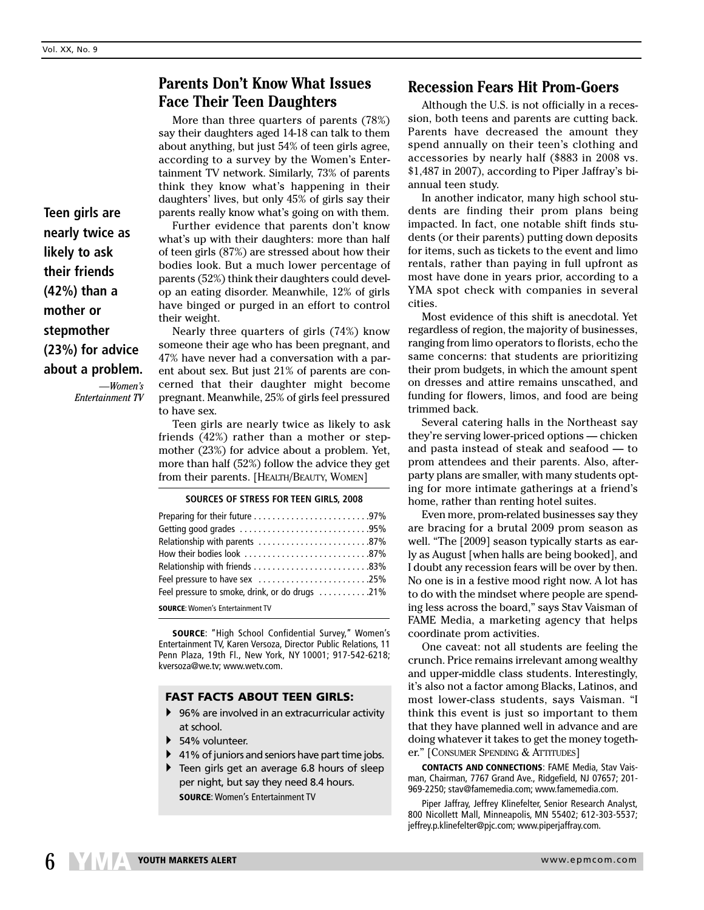## Parents Don't Know What Issues Face Their Teen Daughters

More than three quarters of parents (78%) say their daughters aged 14-18 can talk to them about anything, but just 54% of teen girls agree, according to a survey by the Women's Entertainment TV network. Similarly, 73% of parents think they know what's happening in their daughters' lives, but only 45% of girls say their parents really know what's going on with them.

**Teen girls are nearly twice as likely to ask their friends (42%) than a mother or stepmother (23%) for advice about a problem.**

*—Women's Entertainment TV*

Further evidence that parents don't know what's up with their daughters: more than half of teen girls (87%) are stressed about how their bodies look. But a much lower percentage of parents (52%) think their daughters could develop an eating disorder. Meanwhile, 12% of girls have binged or purged in an effort to control their weight.

Nearly three quarters of girls (74%) know someone their age who has been pregnant, and 47% have never had a conversation with a parent about sex. But just 21% of parents are concerned that their daughter might become pregnant. Meanwhile, 25% of girls feel pressured to have sex.

Teen girls are nearly twice as likely to ask friends (42%) rather than a mother or stepmother (23%) for advice about a problem. Yet, more than half (52%) follow the advice they get from their parents. [Health/Beauty, Women]

**SOURCES OF STRESS FOR TEEN GIRLS, 2008**

| Source of stress | % |
|---|---|
| Preparing for their future | 97% |
| Getting good grades | 95% |
| Relationship with parents | 87% |
| How their bodies look | 87% |
| Relationship with friends | 83% |
| Feel pressure to have sex | 25% |
| Feel pressure to smoke, drink, or do drugs | 21% |

**SOURCE**: Women's Entertainment TV

**SOURCE**: "High School Confidential Survey," Women's Entertainment TV, Karen Versoza, Director Public Relations, 11 Penn Plaza, 19th Fl., New York, NY 10001; 917-542-6218; kversoza@we.tv; www.wetv.com.

### FAST FACTS ABOUT TEEN GIRLS:

- 96% are involved in an extracurricular activity at school.
- 54% volunteer.
- 41% of juniors and seniors have part time jobs.
- Teen girls get an average 6.8 hours of sleep per night, but say they need 8.4 hours.

**SOURCE**: Women's Entertainment TV

## Recession Fears Hit Prom-Goers

Although the U.S. is not officially in a recession, both teens and parents are cutting back. Parents have decreased the amount they spend annually on their teen's clothing and accessories by nearly half ($883 in 2008 vs. $1,487 in 2007), according to Piper Jaffray's biannual teen study.

In another indicator, many high school students are finding their prom plans being impacted. In fact, one notable shift finds students (or their parents) putting down deposits for items, such as tickets to the event and limo rentals, rather than paying in full upfront as most have done in years prior, according to a YMA spot check with companies in several cities.

Most evidence of this shift is anecdotal. Yet regardless of region, the majority of businesses, ranging from limo operators to florists, echo the same concerns: that students are prioritizing their prom budgets, in which the amount spent on dresses and attire remains unscathed, and funding for flowers, limos, and food are being trimmed back.

Several catering halls in the Northeast say they're serving lower-priced options — chicken and pasta instead of steak and seafood — to prom attendees and their parents. Also, after-party plans are smaller, with many students opting for more intimate gatherings at a friend's home, rather than renting hotel suites.

Even more, prom-related businesses say they are bracing for a brutal 2009 prom season as well. "The [2009] season typically starts as early as August [when halls are being booked], and I doubt any recession fears will be over by then. No one is in a festive mood right now. A lot has to do with the mindset where people are spending less across the board," says Stav Vaisman of FAME Media, a marketing agency that helps coordinate prom activities.

One caveat: not all students are feeling the crunch. Price remains irrelevant among wealthy and upper-middle class students. Interestingly, it's also not a factor among Blacks, Latinos, and most lower-class students, says Vaisman. "I think this event is just so important to them that they have planned well in advance and are doing whatever it takes to get the money together." [Consumer Spending & Attitudes]

**CONTACTS AND CONNECTIONS**: FAME Media, Stav Vaisman, Chairman, 7767 Grand Ave., Ridgefield, NJ 07657; 201-969-2250; stav@famemedia.com; www.famemedia.com.

Piper Jaffray, Jeffrey Klinefelter, Senior Research Analyst, 800 Nicollett Mall, Minneapolis, MN 55402; 612-303-5537; jeffrey.p.klinefelter@pjc.com; www.piperjaffray.com.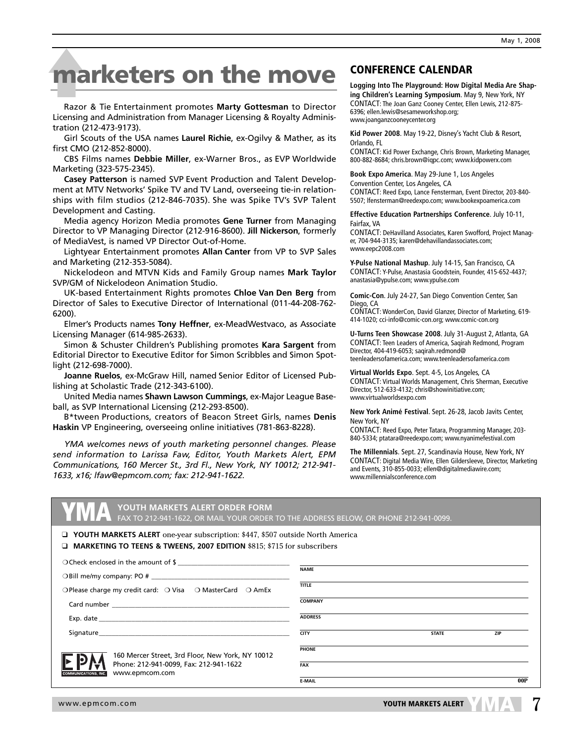# marketers on the move

Razor & Tie Entertainment promotes **Marty Gottesman** to Director Licensing and Administration from Manager Licensing & Royalty Administration (212-473-9173).

Girl Scouts of the USA names **Laurel Richie**, ex-Ogilvy & Mather, as its first CMO (212-852-8000).

CBS Films names **Debbie Miller**, ex-Warner Bros., as EVP Worldwide Marketing (323-575-2345).

**Casey Patterson** is named SVP Event Production and Talent Development at MTV Networks' Spike TV and TV Land, overseeing tie-in relationships with film studios (212-846-7035). She was Spike TV's SVP Talent Development and Casting.

Media agency Horizon Media promotes **Gene Turner** from Managing Director to VP Managing Director (212-916-8600). **Jill Nickerson**, formerly of MediaVest, is named VP Director Out-of-Home.

Lightyear Entertainment promotes **Allan Canter** from VP to SVP Sales and Marketing (212-353-5084).

Nickelodeon and MTVN Kids and Family Group names **Mark Taylor** SVP/GM of Nickelodeon Animation Studio.

UK-based Entertainment Rights promotes **Chloe Van Den Berg** from Director of Sales to Executive Director of International (011-44-208-762-6200).

Elmer's Products names **Tony Heffner**, ex-MeadWestvaco, as Associate Licensing Manager (614-985-2633).

Simon & Schuster Children's Publishing promotes **Kara Sargent** from Editorial Director to Executive Editor for Simon Scribbles and Simon Spotlight (212-698-7000).

**Joanne Ruelos**, ex-McGraw Hill, named Senior Editor of Licensed Publishing at Scholastic Trade (212-343-6100).

United Media names **Shawn Lawson Cummings**, ex-Major League Baseball, as SVP International Licensing (212-293-8500).

B*tween Productions, creators of Beacon Street Girls, names **Denis Haskin** VP Engineering, overseeing online initiatives (781-863-8228).

*YMA welcomes news of youth marketing personnel changes. Please send information to Larissa Faw, Editor, Youth Markets Alert, EPM Communications, 160 Mercer St., 3rd Fl., New York, NY 10012; 212-941-1633, x16; lfaw@epmcom.com; fax: 212-941-1622.*

## CONFERENCE CALENDAR

**Logging Into The Playground: How Digital Media Are Shaping Children's Learning Symposium**. May 9, New York, NY
CONTACT: The Joan Ganz Cooney Center, Ellen Lewis, 212-875-6396; ellen.lewis@sesameworkshop.org; www.joanganzcooneycenter.org

**Kid Power 2008**. May 19-22, Disney's Yacht Club & Resort, Orlando, FL
CONTACT: Kid Power Exchange, Chris Brown, Marketing Manager, 800-882-8684; chris.brown@iqpc.com; www.kidpowerx.com

**Book Expo America**. May 29-June 1, Los Angeles Convention Center, Los Angeles, CA
CONTACT: Reed Expo, Lance Fensterman, Event Director, 203-840-5507; lfensterman@reedexpo.com; www.bookexpoamerica.com

**Effective Education Partnerships Conference**. July 10-11, Fairfax, VA
CONTACT: DeHavilland Associates, Karen Swofford, Project Manager, 704-944-3135; karen@dehavillandassociates.com; www.eepc2008.com

**Y-Pulse National Mashup**. July 14-15, San Francisco, CA
CONTACT: Y-Pulse, Anastasia Goodstein, Founder, 415-652-4437; anastasia@ypulse.com; www.ypulse.com

**Comic-Con**. July 24-27, San Diego Convention Center, San Diego, CA
CONTACT: WonderCon, David Glanzer, Director of Marketing, 619-414-1020; cci-info@comic-con.org; www.comic-con.org

**U-Turns Teen Showcase 2008**. July 31-August 2, Atlanta, GA
CONTACT: Teen Leaders of America, Saqirah Redmond, Program Director, 404-419-6053; saqirah.redmond@teenleadersofamerica.com; www.teenleadersofamerica.com

**Virtual Worlds Expo**. Sept. 4-5, Los Angeles, CA
CONTACT: Virtual Worlds Management, Chris Sherman, Executive Director, 512-633-4132; chris@showinitiative.com; www.virtualworldsexpo.com

**New York Animé Festival**. Sept. 26-28, Jacob Javits Center, New York, NY
CONTACT: Reed Expo, Peter Tatara, Programming Manager, 203-840-5334; ptatara@reedexpo.com; www.nyanimefestival.com

**The Millennials**. Sept. 27, Scandinavia House, New York, NY
CONTACT: Digital Media Wire, Ellen Gildersleeve, Director, Marketing and Events, 310-855-0033; ellen@digitalmediawire.com; www.millennialsconference.com

## YMA YOUTH MARKETS ALERT ORDER FORM

FAX TO 212-941-1622, OR MAIL YOUR ORDER TO THE ADDRESS BELOW, OR PHONE 212-941-0099.

- ❑ **YOUTH MARKETS ALERT** one-year subscription: $447, $507 outside North America
- ❑ **MARKETING TO TEENS & TWEENS, 2007 EDITION** $815; $715 for subscribers

❍ Check enclosed in the amount of $ ______________________

❍ Bill me/my company: PO # ______________________

❍ Please charge my credit card: ❍ Visa ❍ MasterCard ❍ AmEx

Card number ______________________

Exp. date ______________________

Signature ______________________

EPM COMMUNICATIONS, INC.
160 Mercer Street, 3rd Floor, New York, NY 10012
Phone: 212-941-0099, Fax: 212-941-1622
www.epmcom.com

NAME ______________________

TITLE ______________________

COMPANY ______________________

ADDRESS ______________________

CITY ______________ STATE ______ ZIP ______

PHONE ______________________

FAX ______________________

E-MAIL ______________________ 00P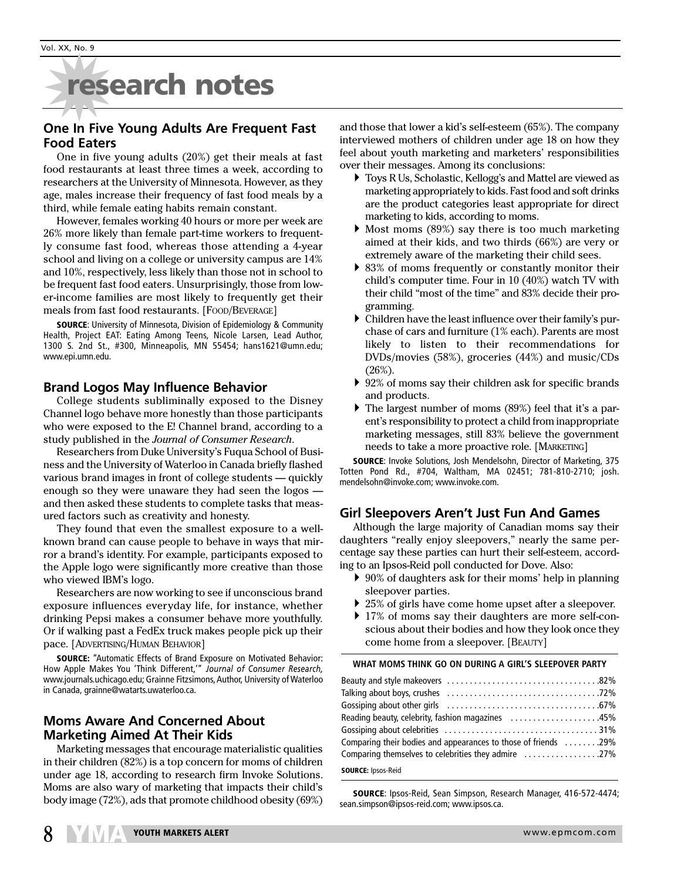# research notes

## One In Five Young Adults Are Frequent Fast Food Eaters

One in five young adults (20%) get their meals at fast food restaurants at least three times a week, according to researchers at the University of Minnesota. However, as they age, males increase their frequency of fast food meals by a third, while female eating habits remain constant.

However, females working 40 hours or more per week are 26% more likely than female part-time workers to frequently consume fast food, whereas those attending a 4-year school and living on a college or university campus are 14% and 10%, respectively, less likely than those not in school to be frequent fast food eaters. Unsurprisingly, those from lower-income families are most likely to frequently get their meals from fast food restaurants. [FOOD/BEVERAGE]

**SOURCE**: University of Minnesota, Division of Epidemiology & Community Health, Project EAT: Eating Among Teens, Nicole Larsen, Lead Author, 1300 S. 2nd St., #300, Minneapolis, MN 55454; hans1621@umn.edu; www.epi.umn.edu.

## Brand Logos May Influence Behavior

College students subliminally exposed to the Disney Channel logo behave more honestly than those participants who were exposed to the E! Channel brand, according to a study published in the *Journal of Consumer Research*.

Researchers from Duke University's Fuqua School of Business and the University of Waterloo in Canada briefly flashed various brand images in front of college students — quickly enough so they were unaware they had seen the logos — and then asked these students to complete tasks that measured factors such as creativity and honesty.

They found that even the smallest exposure to a well-known brand can cause people to behave in ways that mirror a brand's identity. For example, participants exposed to the Apple logo were significantly more creative than those who viewed IBM's logo.

Researchers are now working to see if unconscious brand exposure influences everyday life, for instance, whether drinking Pepsi makes a consumer behave more youthfully. Or if walking past a FedEx truck makes people pick up their pace. [ADVERTISING/HUMAN BEHAVIOR]

**SOURCE:** "Automatic Effects of Brand Exposure on Motivated Behavior: How Apple Makes You 'Think Different,'" *Journal of Consumer Research*, www.journals.uchicago.edu; Grainne Fitzsimons, Author, University of Waterloo in Canada, grainne@watarts.uwaterloo.ca.

## Moms Aware And Concerned About Marketing Aimed At Their Kids

Marketing messages that encourage materialistic qualities in their children (82%) is a top concern for moms of children under age 18, according to research firm Invoke Solutions. Moms are also wary of marketing that impacts their child's body image (72%), ads that promote childhood obesity (69%) and those that lower a kid's self-esteem (65%). The company interviewed mothers of children under age 18 on how they feel about youth marketing and marketers' responsibilities over their messages. Among its conclusions:

- Toys R Us, Scholastic, Kellogg's and Mattel are viewed as marketing appropriately to kids. Fast food and soft drinks are the product categories least appropriate for direct marketing to kids, according to moms.
- Most moms (89%) say there is too much marketing aimed at their kids, and two thirds (66%) are very or extremely aware of the marketing their child sees.
- 83% of moms frequently or constantly monitor their child's computer time. Four in 10 (40%) watch TV with their child "most of the time" and 83% decide their programming.
- Children have the least influence over their family's purchase of cars and furniture (1% each). Parents are most likely to listen to their recommendations for DVDs/movies (58%), groceries (44%) and music/CDs (26%).
- 92% of moms say their children ask for specific brands and products.
- The largest number of moms (89%) feel that it's a parent's responsibility to protect a child from inappropriate marketing messages, still 83% believe the government needs to take a more proactive role. [MARKETING]

**SOURCE**: Invoke Solutions, Josh Mendelsohn, Director of Marketing, 375 Totten Pond Rd., #704, Waltham, MA 02451; 781-810-2710; josh.mendelsohn@invoke.com; www.invoke.com.

## Girl Sleepovers Aren't Just Fun And Games

Although the large majority of Canadian moms say their daughters "really enjoy sleepovers," nearly the same percentage say these parties can hurt their self-esteem, according to an Ipsos-Reid poll conducted for Dove. Also:

- 90% of daughters ask for their moms' help in planning sleepover parties.
- 25% of girls have come home upset after a sleepover.
- 17% of moms say their daughters are more self-conscious about their bodies and how they look once they come home from a sleepover. [BEAUTY]

**WHAT MOMS THINK GO ON DURING A GIRL'S SLEEPOVER PARTY**

| | |
|---|---|
| Beauty and style makeovers | 82% |
| Talking about boys, crushes | 72% |
| Gossiping about other girls | 67% |
| Reading beauty, celebrity, fashion magazines | 45% |
| Gossiping about celebrities | 31% |
| Comparing their bodies and appearances to those of friends | 29% |
| Comparing themselves to celebrities they admire | 27% |

**SOURCE:** Ipsos-Reid

**SOURCE**: Ipsos-Reid, Sean Simpson, Research Manager, 416-572-4474; sean.simpson@ipsos-reid.com; www.ipsos.ca.